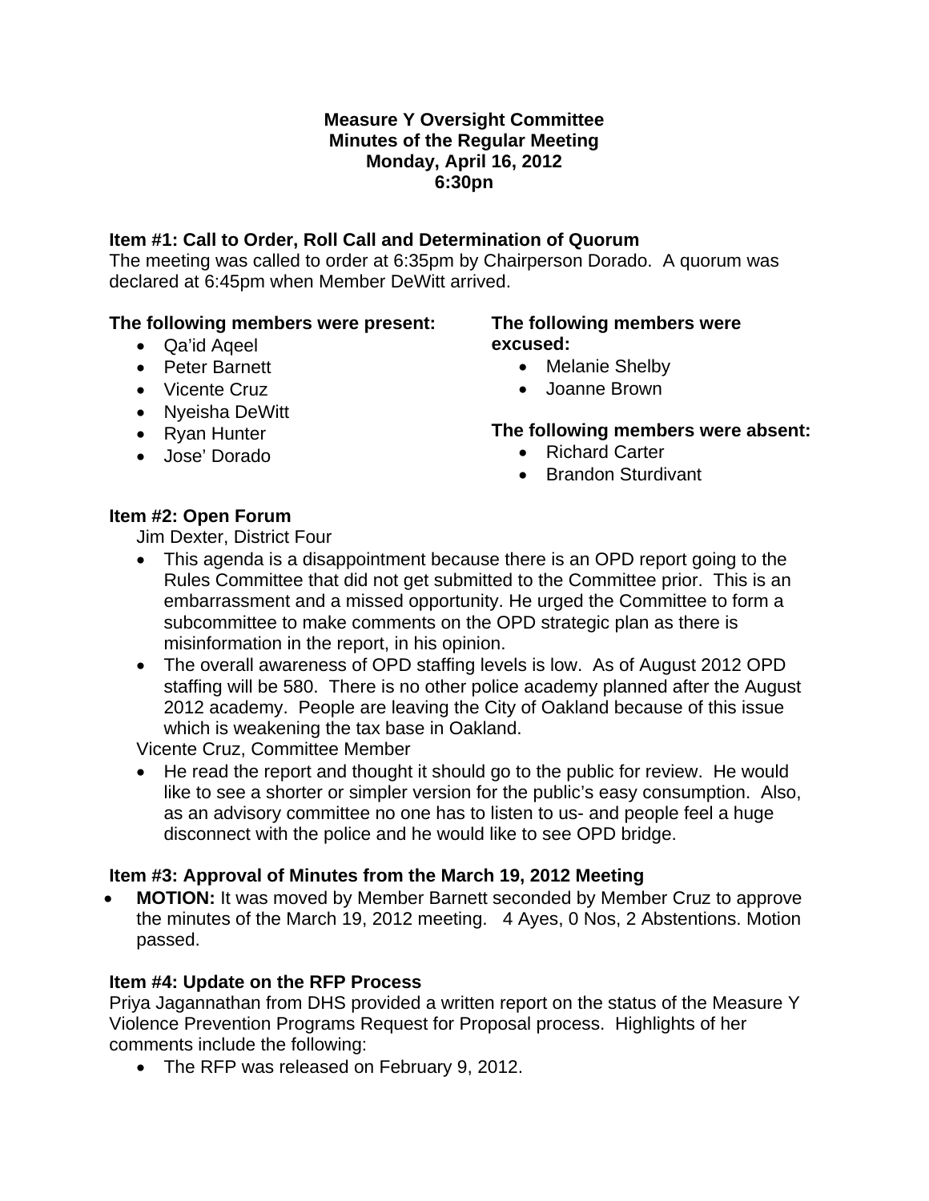**Measure Y Oversight Committee**
**Minutes of the Regular Meeting**
**Monday, April 16, 2012**
**6:30pn**

### Item #1: Call to Order, Roll Call and Determination of Quorum

The meeting was called to order at 6:35pm by Chairperson Dorado. A quorum was declared at 6:45pm when Member DeWitt arrived.

**The following members were present:**

- Qa'id Aqeel
- Peter Barnett
- Vicente Cruz
- Nyeisha DeWitt
- Ryan Hunter
- Jose' Dorado

**The following members were excused:**

- Melanie Shelby
- Joanne Brown

**The following members were absent:**

- Richard Carter
- Brandon Sturdivant

### Item #2: Open Forum

Jim Dexter, District Four

- This agenda is a disappointment because there is an OPD report going to the Rules Committee that did not get submitted to the Committee prior. This is an embarrassment and a missed opportunity. He urged the Committee to form a subcommittee to make comments on the OPD strategic plan as there is misinformation in the report, in his opinion.
- The overall awareness of OPD staffing levels is low. As of August 2012 OPD staffing will be 580. There is no other police academy planned after the August 2012 academy. People are leaving the City of Oakland because of this issue which is weakening the tax base in Oakland.

Vicente Cruz, Committee Member

- He read the report and thought it should go to the public for review. He would like to see a shorter or simpler version for the public's easy consumption. Also, as an advisory committee no one has to listen to us- and people feel a huge disconnect with the police and he would like to see OPD bridge.

### Item #3: Approval of Minutes from the March 19, 2012 Meeting

- **MOTION:** It was moved by Member Barnett seconded by Member Cruz to approve the minutes of the March 19, 2012 meeting. 4 Ayes, 0 Nos, 2 Abstentions. Motion passed.

### Item #4: Update on the RFP Process

Priya Jagannathan from DHS provided a written report on the status of the Measure Y Violence Prevention Programs Request for Proposal process. Highlights of her comments include the following:

- The RFP was released on February 9, 2012.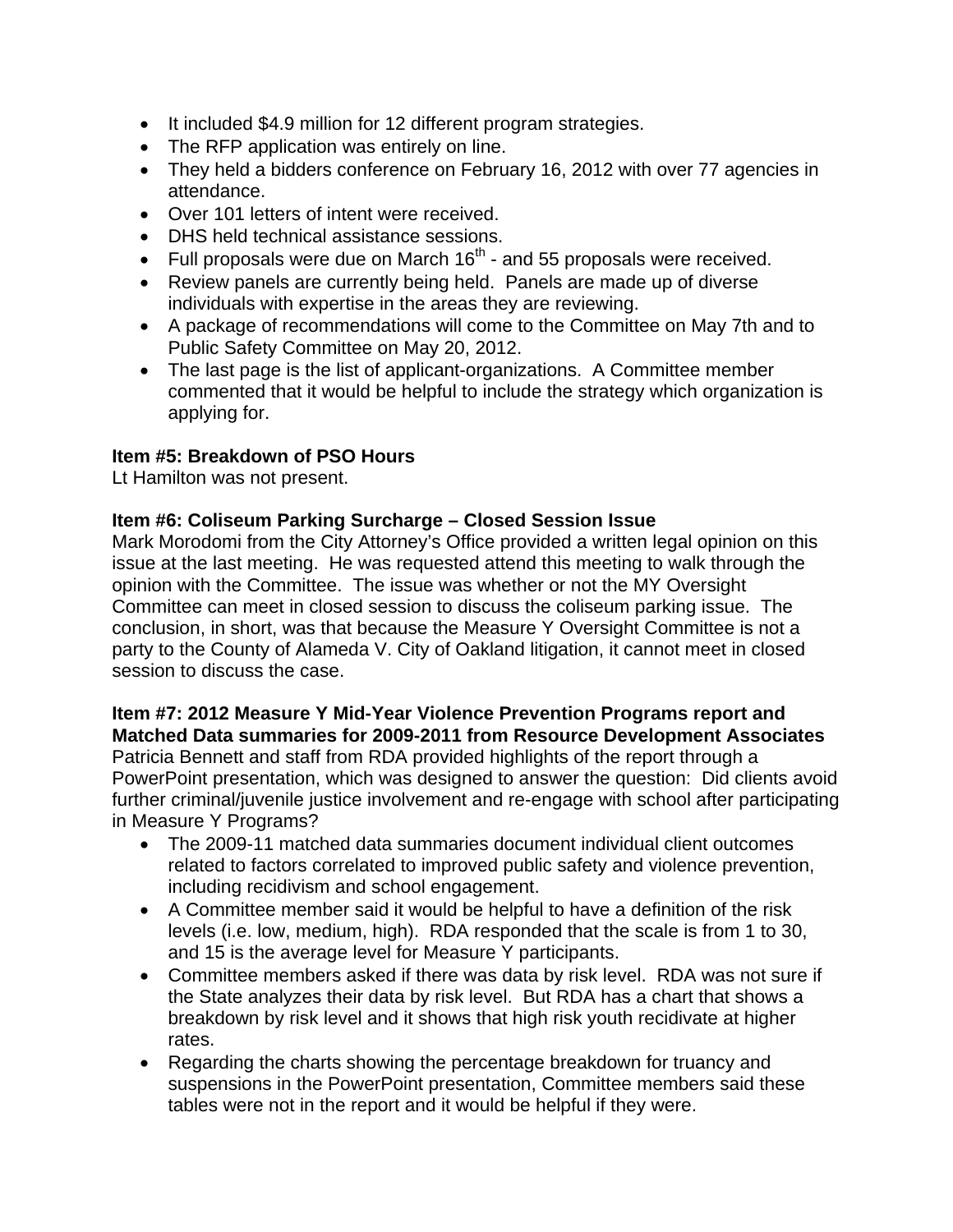- It included $4.9 million for 12 different program strategies.
- The RFP application was entirely on line.
- They held a bidders conference on February 16, 2012 with over 77 agencies in attendance.
- Over 101 letters of intent were received.
- DHS held technical assistance sessions.
- Full proposals were due on March 16th - and 55 proposals were received.
- Review panels are currently being held. Panels are made up of diverse individuals with expertise in the areas they are reviewing.
- A package of recommendations will come to the Committee on May 7th and to Public Safety Committee on May 20, 2012.
- The last page is the list of applicant-organizations. A Committee member commented that it would be helpful to include the strategy which organization is applying for.

**Item #5: Breakdown of PSO Hours**
Lt Hamilton was not present.

**Item #6: Coliseum Parking Surcharge – Closed Session Issue**
Mark Morodomi from the City Attorney's Office provided a written legal opinion on this issue at the last meeting. He was requested attend this meeting to walk through the opinion with the Committee. The issue was whether or not the MY Oversight Committee can meet in closed session to discuss the coliseum parking issue. The conclusion, in short, was that because the Measure Y Oversight Committee is not a party to the County of Alameda V. City of Oakland litigation, it cannot meet in closed session to discuss the case.

**Item #7: 2012 Measure Y Mid-Year Violence Prevention Programs report and Matched Data summaries for 2009-2011 from Resource Development Associates**
Patricia Bennett and staff from RDA provided highlights of the report through a PowerPoint presentation, which was designed to answer the question: Did clients avoid further criminal/juvenile justice involvement and re-engage with school after participating in Measure Y Programs?

- The 2009-11 matched data summaries document individual client outcomes related to factors correlated to improved public safety and violence prevention, including recidivism and school engagement.
- A Committee member said it would be helpful to have a definition of the risk levels (i.e. low, medium, high). RDA responded that the scale is from 1 to 30, and 15 is the average level for Measure Y participants.
- Committee members asked if there was data by risk level. RDA was not sure if the State analyzes their data by risk level. But RDA has a chart that shows a breakdown by risk level and it shows that high risk youth recidivate at higher rates.
- Regarding the charts showing the percentage breakdown for truancy and suspensions in the PowerPoint presentation, Committee members said these tables were not in the report and it would be helpful if they were.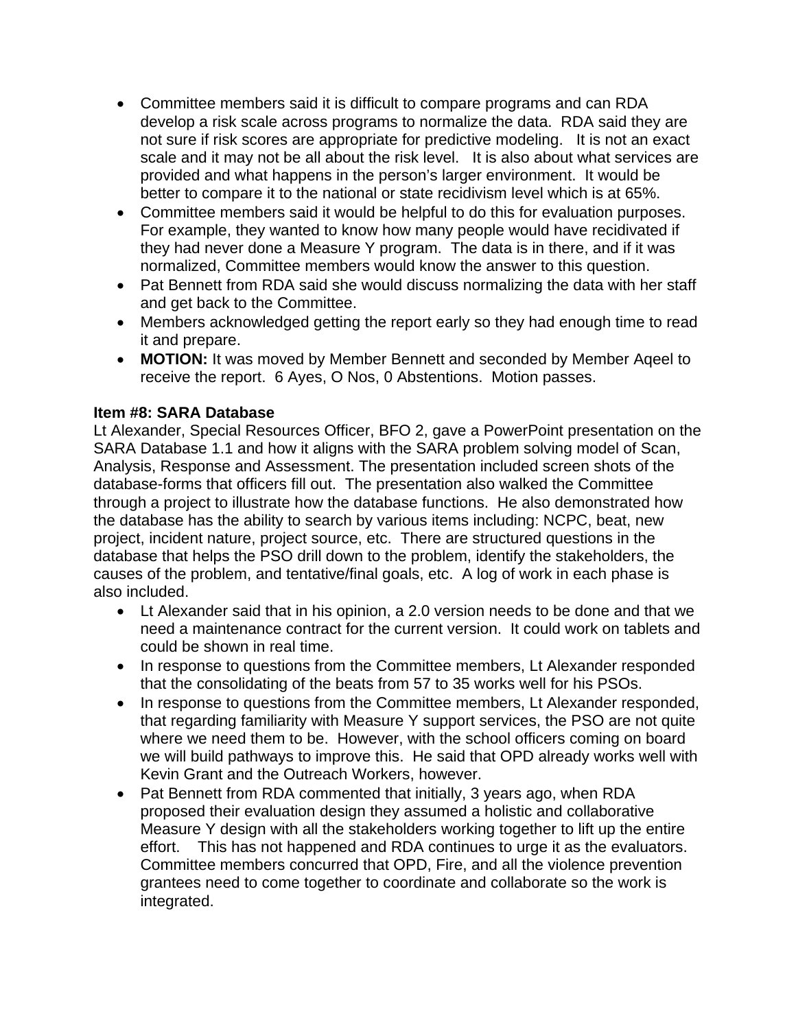- Committee members said it is difficult to compare programs and can RDA develop a risk scale across programs to normalize the data. RDA said they are not sure if risk scores are appropriate for predictive modeling. It is not an exact scale and it may not be all about the risk level. It is also about what services are provided and what happens in the person's larger environment. It would be better to compare it to the national or state recidivism level which is at 65%.
- Committee members said it would be helpful to do this for evaluation purposes. For example, they wanted to know how many people would have recidivated if they had never done a Measure Y program. The data is in there, and if it was normalized, Committee members would know the answer to this question.
- Pat Bennett from RDA said she would discuss normalizing the data with her staff and get back to the Committee.
- Members acknowledged getting the report early so they had enough time to read it and prepare.
- **MOTION:** It was moved by Member Bennett and seconded by Member Aqeel to receive the report. 6 Ayes, O Nos, 0 Abstentions. Motion passes.

**Item #8: SARA Database**

Lt Alexander, Special Resources Officer, BFO 2, gave a PowerPoint presentation on the SARA Database 1.1 and how it aligns with the SARA problem solving model of Scan, Analysis, Response and Assessment. The presentation included screen shots of the database-forms that officers fill out. The presentation also walked the Committee through a project to illustrate how the database functions. He also demonstrated how the database has the ability to search by various items including: NCPC, beat, new project, incident nature, project source, etc. There are structured questions in the database that helps the PSO drill down to the problem, identify the stakeholders, the causes of the problem, and tentative/final goals, etc. A log of work in each phase is also included.

- Lt Alexander said that in his opinion, a 2.0 version needs to be done and that we need a maintenance contract for the current version. It could work on tablets and could be shown in real time.
- In response to questions from the Committee members, Lt Alexander responded that the consolidating of the beats from 57 to 35 works well for his PSOs.
- In response to questions from the Committee members, Lt Alexander responded, that regarding familiarity with Measure Y support services, the PSO are not quite where we need them to be. However, with the school officers coming on board we will build pathways to improve this. He said that OPD already works well with Kevin Grant and the Outreach Workers, however.
- Pat Bennett from RDA commented that initially, 3 years ago, when RDA proposed their evaluation design they assumed a holistic and collaborative Measure Y design with all the stakeholders working together to lift up the entire effort. This has not happened and RDA continues to urge it as the evaluators. Committee members concurred that OPD, Fire, and all the violence prevention grantees need to come together to coordinate and collaborate so the work is integrated.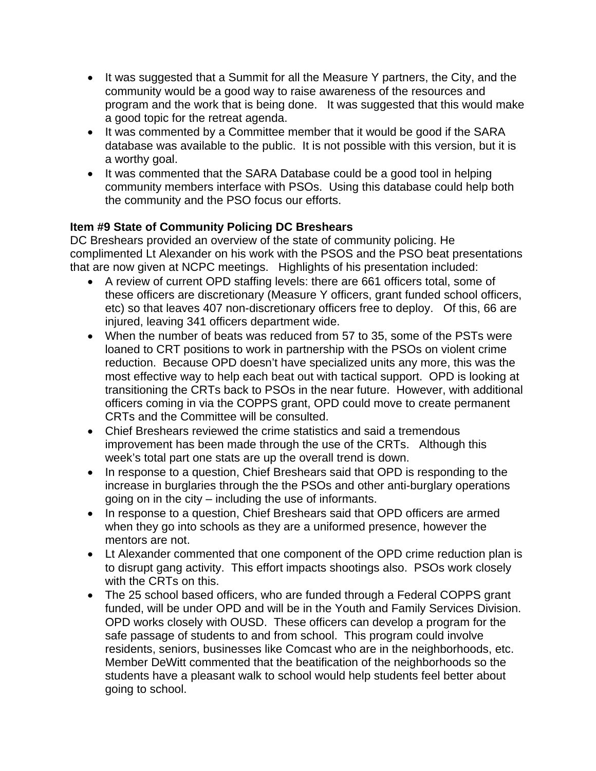- It was suggested that a Summit for all the Measure Y partners, the City, and the community would be a good way to raise awareness of the resources and program and the work that is being done. It was suggested that this would make a good topic for the retreat agenda.
- It was commented by a Committee member that it would be good if the SARA database was available to the public. It is not possible with this version, but it is a worthy goal.
- It was commented that the SARA Database could be a good tool in helping community members interface with PSOs. Using this database could help both the community and the PSO focus our efforts.

**Item #9 State of Community Policing DC Breshears**

DC Breshears provided an overview of the state of community policing. He complimented Lt Alexander on his work with the PSOS and the PSO beat presentations that are now given at NCPC meetings. Highlights of his presentation included:

- A review of current OPD staffing levels: there are 661 officers total, some of these officers are discretionary (Measure Y officers, grant funded school officers, etc) so that leaves 407 non-discretionary officers free to deploy. Of this, 66 are injured, leaving 341 officers department wide.
- When the number of beats was reduced from 57 to 35, some of the PSTs were loaned to CRT positions to work in partnership with the PSOs on violent crime reduction. Because OPD doesn't have specialized units any more, this was the most effective way to help each beat out with tactical support. OPD is looking at transitioning the CRTs back to PSOs in the near future. However, with additional officers coming in via the COPPS grant, OPD could move to create permanent CRTs and the Committee will be consulted.
- Chief Breshears reviewed the crime statistics and said a tremendous improvement has been made through the use of the CRTs. Although this week's total part one stats are up the overall trend is down.
- In response to a question, Chief Breshears said that OPD is responding to the increase in burglaries through the the PSOs and other anti-burglary operations going on in the city – including the use of informants.
- In response to a question, Chief Breshears said that OPD officers are armed when they go into schools as they are a uniformed presence, however the mentors are not.
- Lt Alexander commented that one component of the OPD crime reduction plan is to disrupt gang activity. This effort impacts shootings also. PSOs work closely with the CRTs on this.
- The 25 school based officers, who are funded through a Federal COPPS grant funded, will be under OPD and will be in the Youth and Family Services Division. OPD works closely with OUSD. These officers can develop a program for the safe passage of students to and from school. This program could involve residents, seniors, businesses like Comcast who are in the neighborhoods, etc. Member DeWitt commented that the beatification of the neighborhoods so the students have a pleasant walk to school would help students feel better about going to school.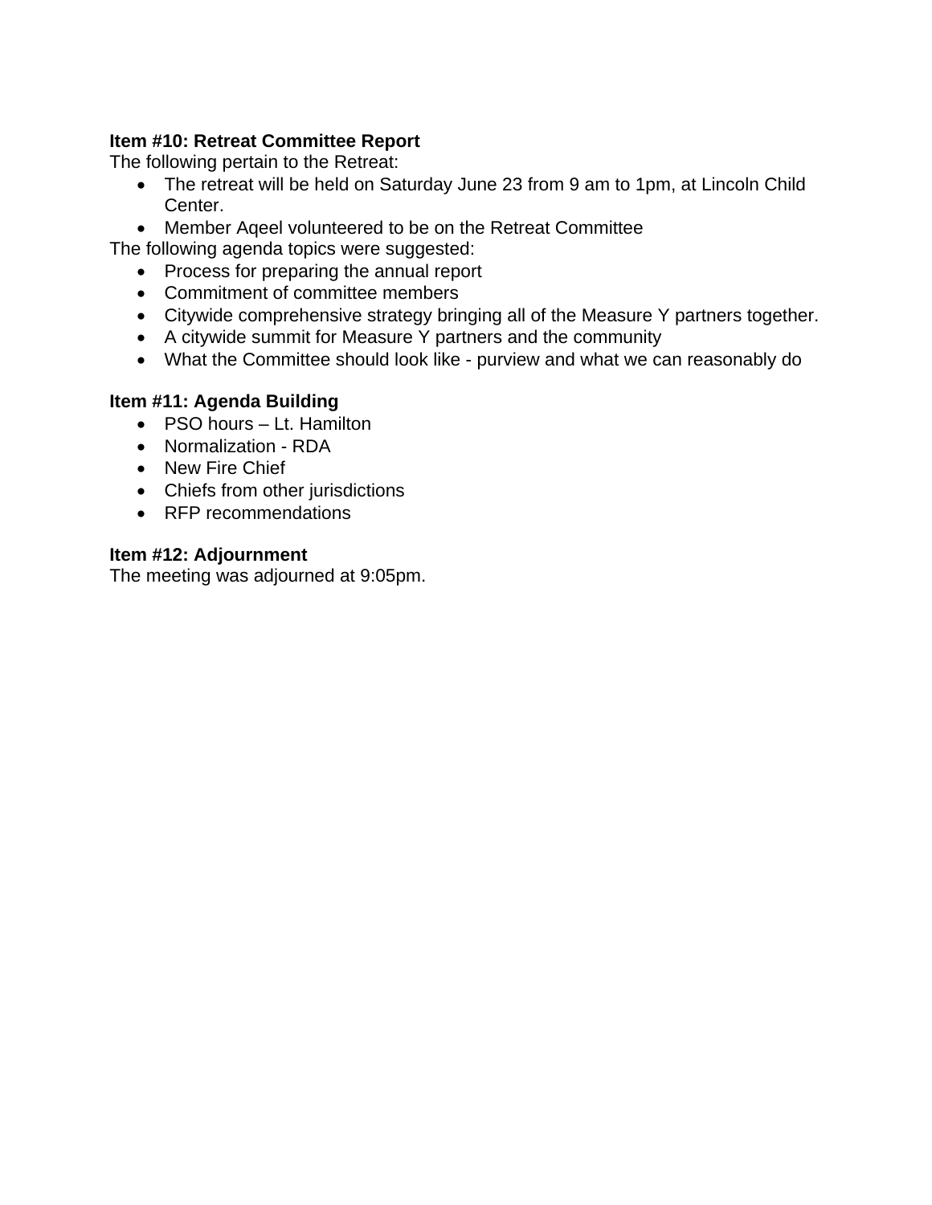**Item #10: Retreat Committee Report**

The following pertain to the Retreat:

- The retreat will be held on Saturday June 23 from 9 am to 1pm, at Lincoln Child Center.
- Member Aqeel volunteered to be on the Retreat Committee

The following agenda topics were suggested:

- Process for preparing the annual report
- Commitment of committee members
- Citywide comprehensive strategy bringing all of the Measure Y partners together.
- A citywide summit for Measure Y partners and the community
- What the Committee should look like - purview and what we can reasonably do

**Item #11: Agenda Building**

- PSO hours – Lt. Hamilton
- Normalization - RDA
- New Fire Chief
- Chiefs from other jurisdictions
- RFP recommendations

**Item #12: Adjournment**

The meeting was adjourned at 9:05pm.